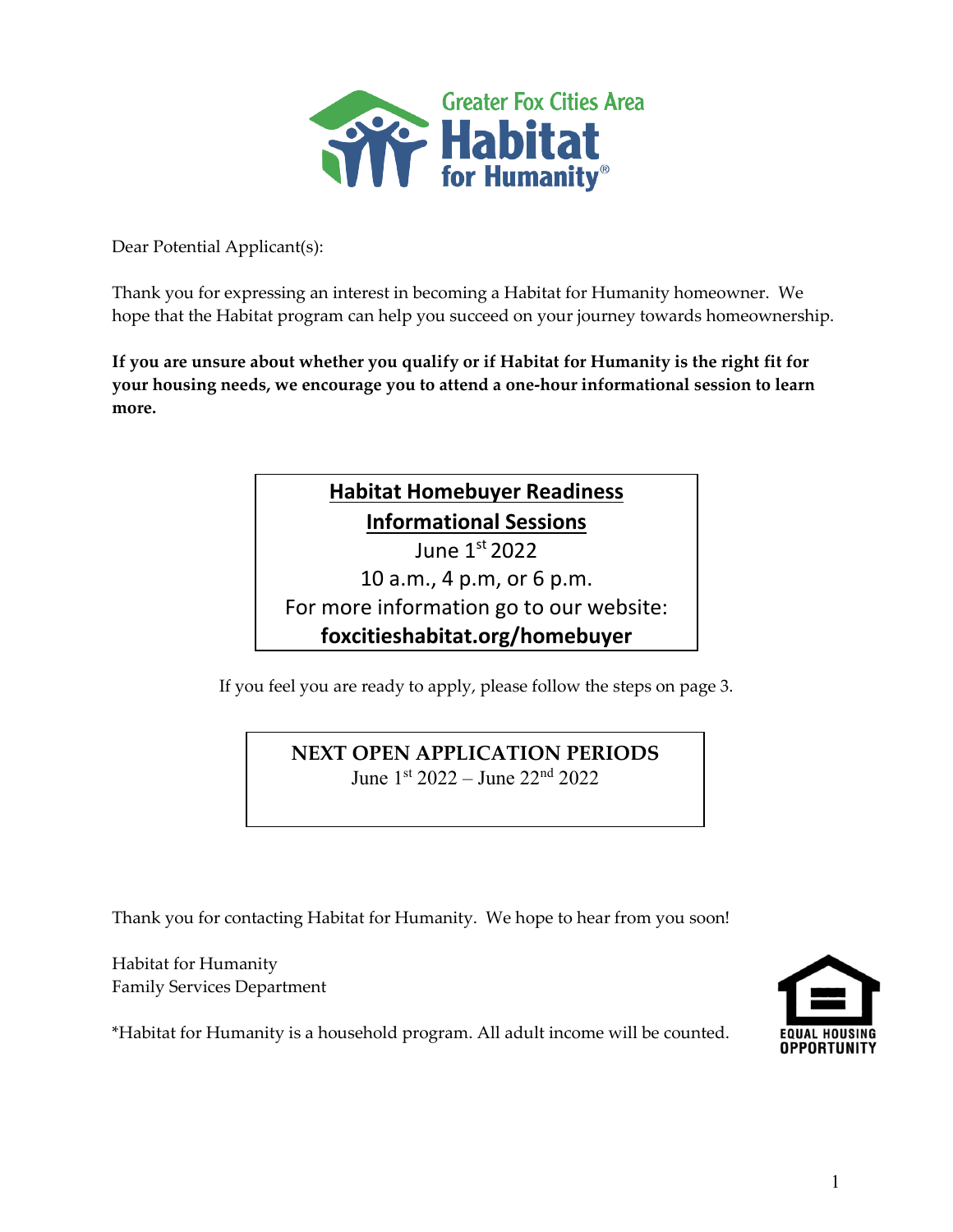Greater Fox Cities Area Habitat for Humanity®

Dear Potential Applicant(s):

Thank you for expressing an interest in becoming a Habitat for Humanity homeowner. We hope that the Habitat program can help you succeed on your journey towards homeownership.

**If you are unsure about whether you qualify or if Habitat for Humanity is the right fit for your housing needs, we encourage you to attend a one-hour informational session to learn more.**

**Habitat Homebuyer Readiness Informational Sessions**

June 1st 2022

10 a.m., 4 p.m, or 6 p.m.

For more information go to our website:

**foxcitieshabitat.org/homebuyer**

If you feel you are ready to apply, please follow the steps on page 3.

**NEXT OPEN APPLICATION PERIODS**

June 1st 2022 – June 22nd 2022

Thank you for contacting Habitat for Humanity. We hope to hear from you soon!

Habitat for Humanity
Family Services Department

*Habitat for Humanity is a household program. All adult income will be counted.

EQUAL HOUSING OPPORTUNITY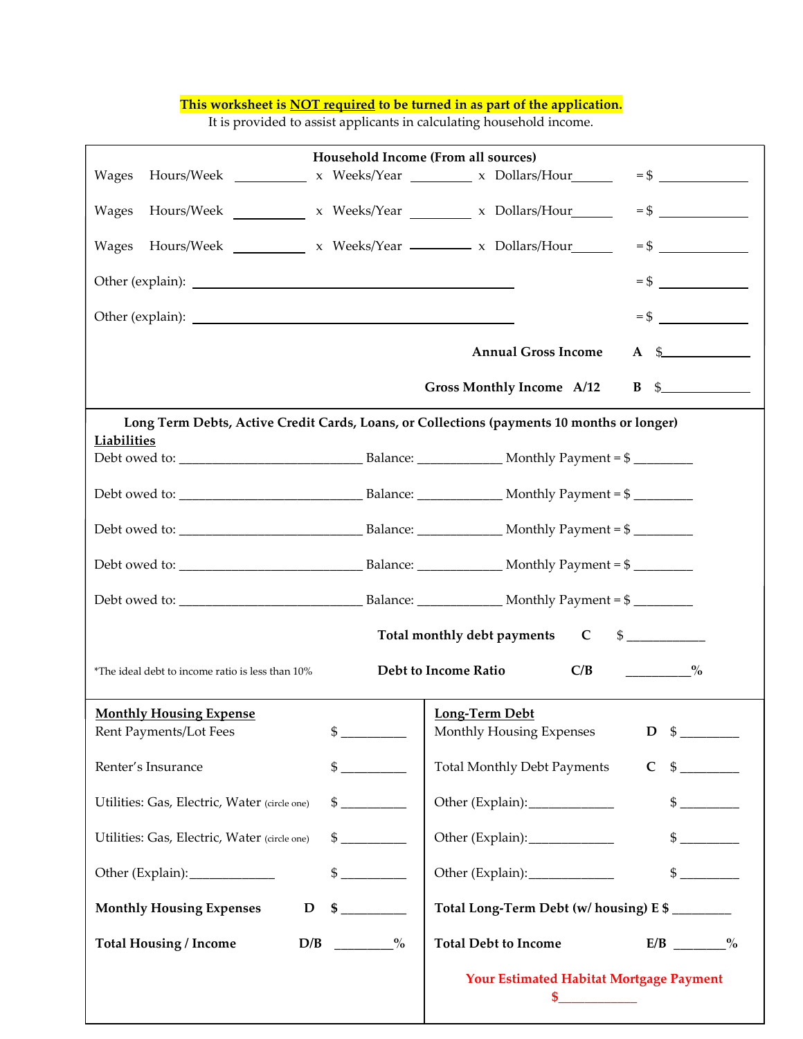**This worksheet is NOT required to be turned in as part of the application.**

It is provided to assist applicants in calculating household income.

**Household Income (From all sources)**

Wages Hours/Week __________ x Weeks/Year _________ x Dollars/Hour______ = $ _____________

Wages Hours/Week __________ x Weeks/Year _________ x Dollars/Hour______ = $ _____________

Wages Hours/Week __________ x Weeks/Year _________ x Dollars/Hour______ = $ _____________

Other (explain): ______________________________________________ = $ _____________

Other (explain): ______________________________________________ = $ _____________

**Annual Gross Income** **A** $_____________

**Gross Monthly Income A/12** **B** $_____________

**Long Term Debts, Active Credit Cards, Loans, or Collections (payments 10 months or longer)**

**Liabilities**

Debt owed to: ___________________________ Balance: ____________ Monthly Payment = $ ________

Debt owed to: ___________________________ Balance: ____________ Monthly Payment = $ ________

Debt owed to: ___________________________ Balance: ____________ Monthly Payment = $ ________

Debt owed to: ___________________________ Balance: ____________ Monthly Payment = $ ________

Debt owed to: ___________________________ Balance: ____________ Monthly Payment = $ ________

**Total monthly debt payments** **C** $ ____________

*The ideal debt to income ratio is less than 10% **Debt to Income Ratio** **C/B** _________%

**Monthly Housing Expense**

Rent Payments/Lot Fees $ _________

Renter's Insurance $ _________

Utilities: Gas, Electric, Water (circle one) $ _________

Utilities: Gas, Electric, Water (circle one) $ _________

Other (Explain):____________ $ _________

**Monthly Housing Expenses** **D** **$** _________

**Total Housing / Income** **D/B** ________%

**Long-Term Debt**

Monthly Housing Expenses **D** $ ________

Total Monthly Debt Payments **C** $ ________

Other (Explain):____________ $ ________

Other (Explain):____________ $ ________

Other (Explain):____________ $ ________

**Total Long-Term Debt (w/ housing) E $** ________

**Total Debt to Income** **E/B** _______%

**Your Estimated Habitat Mortgage Payment**

**$___________**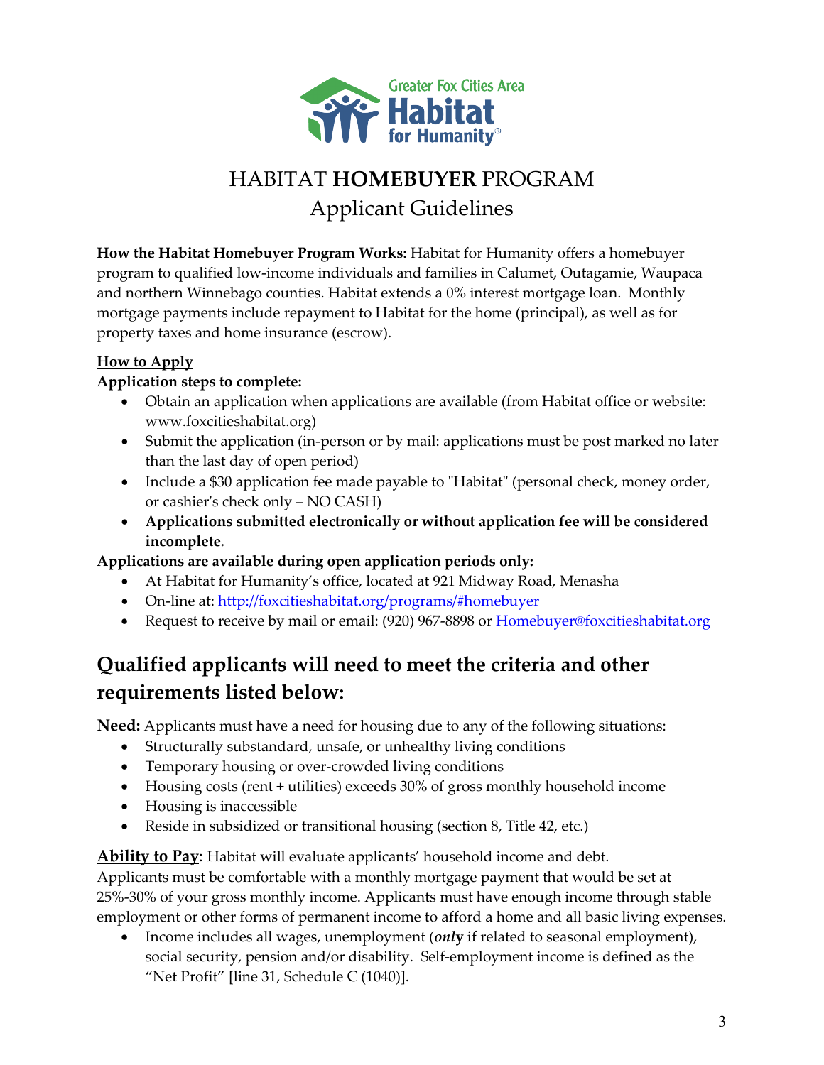Greater Fox Cities Area Habitat for Humanity®

# HABITAT **HOMEBUYER** PROGRAM
## Applicant Guidelines

**How the Habitat Homebuyer Program Works:** Habitat for Humanity offers a homebuyer program to qualified low-income individuals and families in Calumet, Outagamie, Waupaca and northern Winnebago counties. Habitat extends a 0% interest mortgage loan. Monthly mortgage payments include repayment to Habitat for the home (principal), as well as for property taxes and home insurance (escrow).

**How to Apply**

**Application steps to complete:**

- Obtain an application when applications are available (from Habitat office or website: www.foxcitieshabitat.org)
- Submit the application (in-person or by mail: applications must be post marked no later than the last day of open period)
- Include a $30 application fee made payable to "Habitat" (personal check, money order, or cashier's check only – NO CASH)
- **Applications submitted electronically or without application fee will be considered incomplete.**

**Applications are available during open application periods only:**

- At Habitat for Humanity's office, located at 921 Midway Road, Menasha
- On-line at: http://foxcitieshabitat.org/programs/#homebuyer
- Request to receive by mail or email: (920) 967-8898 or Homebuyer@foxcitieshabitat.org

## Qualified applicants will need to meet the criteria and other requirements listed below:

**Need:** Applicants must have a need for housing due to any of the following situations:

- Structurally substandard, unsafe, or unhealthy living conditions
- Temporary housing or over-crowded living conditions
- Housing costs (rent + utilities) exceeds 30% of gross monthly household income
- Housing is inaccessible
- Reside in subsidized or transitional housing (section 8, Title 42, etc.)

**Ability to Pay**: Habitat will evaluate applicants' household income and debt. Applicants must be comfortable with a monthly mortgage payment that would be set at 25%-30% of your gross monthly income. Applicants must have enough income through stable employment or other forms of permanent income to afford a home and all basic living expenses.

- Income includes all wages, unemployment (***only*** if related to seasonal employment), social security, pension and/or disability. Self-employment income is defined as the "Net Profit" [line 31, Schedule C (1040)].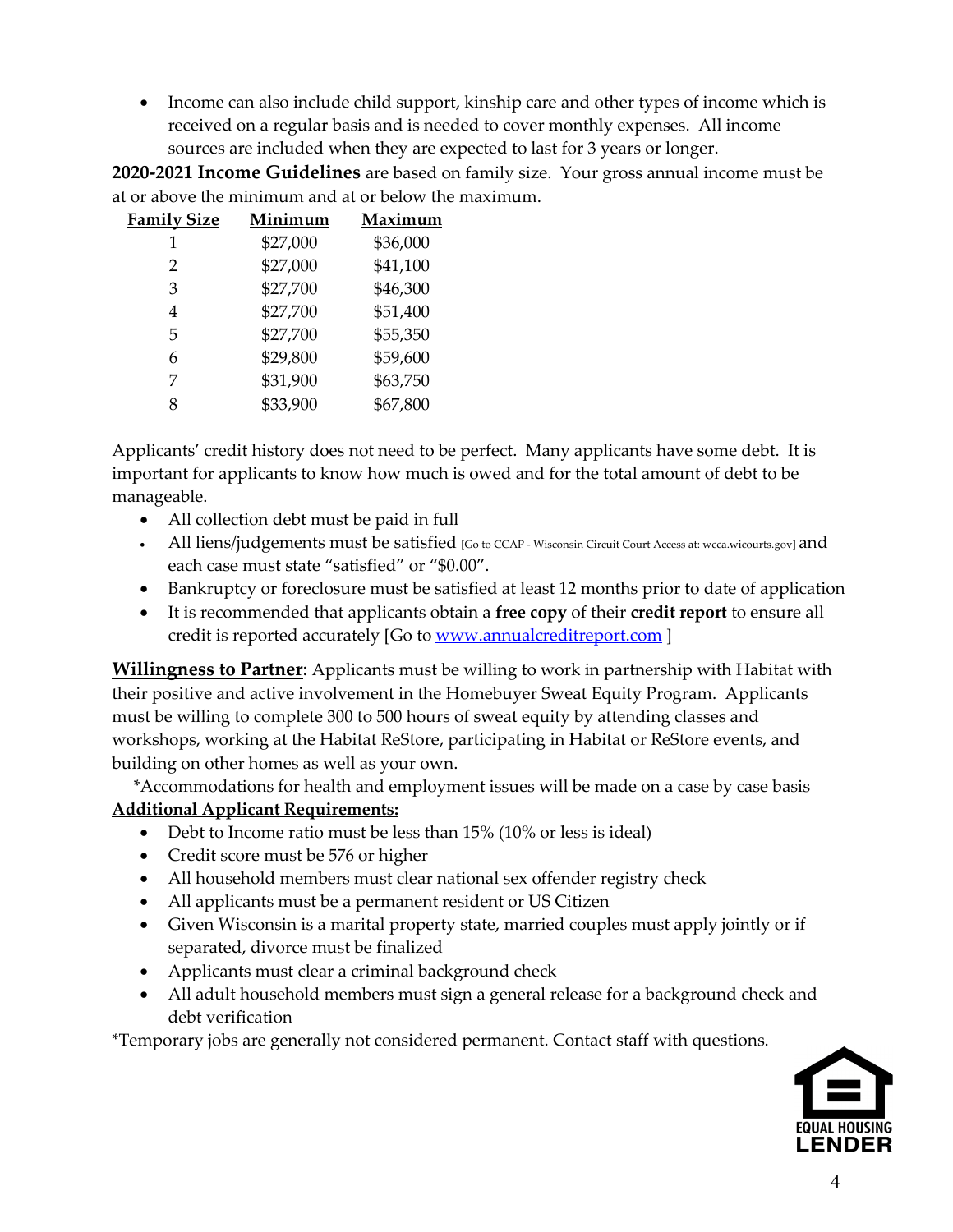- Income can also include child support, kinship care and other types of income which is received on a regular basis and is needed to cover monthly expenses. All income sources are included when they are expected to last for 3 years or longer.

**2020-2021 Income Guidelines** are based on family size. Your gross annual income must be at or above the minimum and at or below the maximum.

| Family Size | Minimum | Maximum |
|---|---|---|
| 1 | $27,000 | $36,000 |
| 2 | $27,000 | $41,100 |
| 3 | $27,700 | $46,300 |
| 4 | $27,700 | $51,400 |
| 5 | $27,700 | $55,350 |
| 6 | $29,800 | $59,600 |
| 7 | $31,900 | $63,750 |
| 8 | $33,900 | $67,800 |

Applicants' credit history does not need to be perfect. Many applicants have some debt. It is important for applicants to know how much is owed and for the total amount of debt to be manageable.

- All collection debt must be paid in full
- All liens/judgements must be satisfied [Go to CCAP - Wisconsin Circuit Court Access at: wcca.wicourts.gov] and each case must state "satisfied" or "$0.00".
- Bankruptcy or foreclosure must be satisfied at least 12 months prior to date of application
- It is recommended that applicants obtain a **free copy** of their **credit report** to ensure all credit is reported accurately [Go to www.annualcreditreport.com ]

**Willingness to Partner**: Applicants must be willing to work in partnership with Habitat with their positive and active involvement in the Homebuyer Sweat Equity Program. Applicants must be willing to complete 300 to 500 hours of sweat equity by attending classes and workshops, working at the Habitat ReStore, participating in Habitat or ReStore events, and building on other homes as well as your own.

*Accommodations for health and employment issues will be made on a case by case basis

**Additional Applicant Requirements:**

- Debt to Income ratio must be less than 15% (10% or less is ideal)
- Credit score must be 576 or higher
- All household members must clear national sex offender registry check
- All applicants must be a permanent resident or US Citizen
- Given Wisconsin is a marital property state, married couples must apply jointly or if separated, divorce must be finalized
- Applicants must clear a criminal background check
- All adult household members must sign a general release for a background check and debt verification

*Temporary jobs are generally not considered permanent. Contact staff with questions.

EQUAL HOUSING LENDER